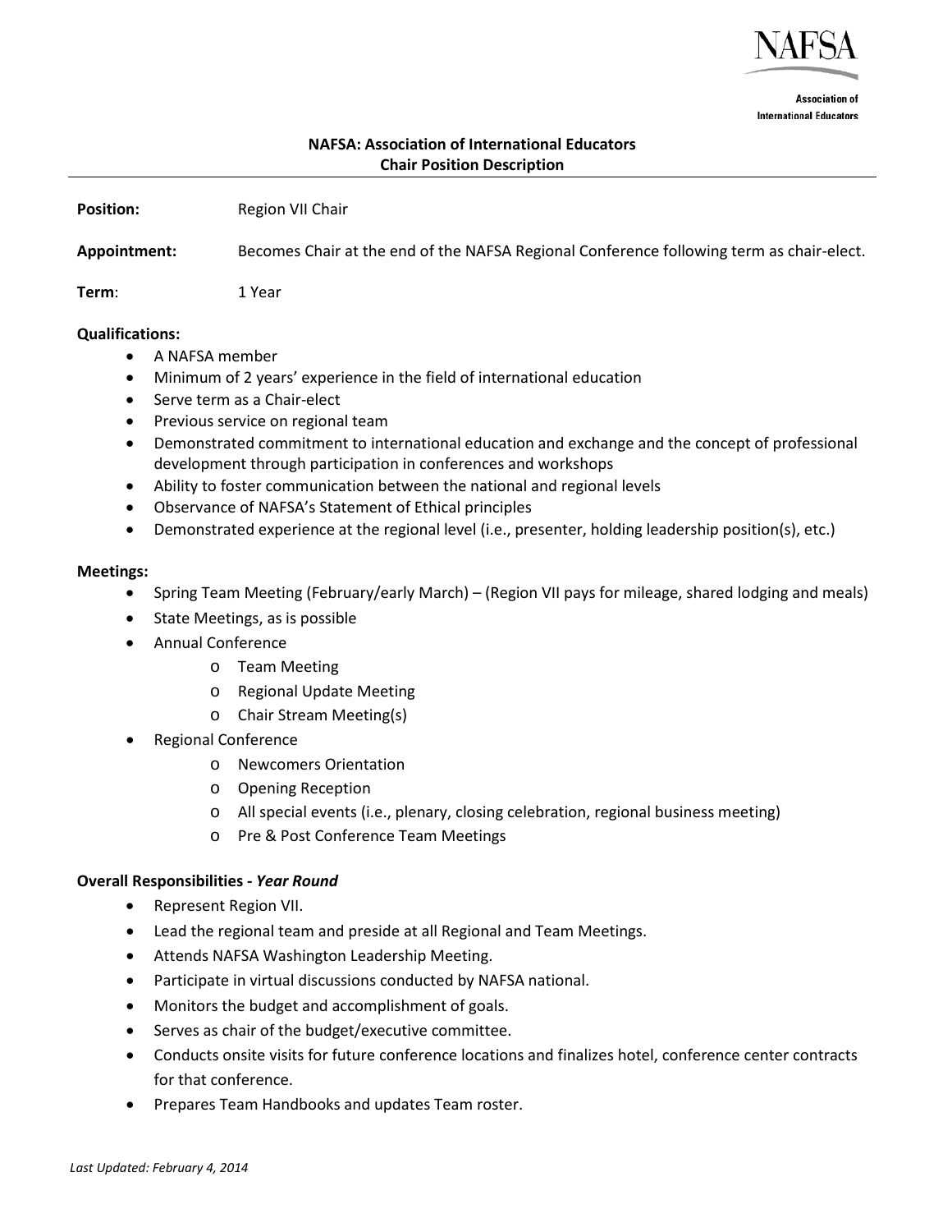NAFSA

Association of International Educators

# NAFSA: Association of International Educators
## Chair Position Description

---

**Position:** Region VII Chair

**Appointment:** Becomes Chair at the end of the NAFSA Regional Conference following term as chair-elect.

**Term:** 1 Year

**Qualifications:**

- A NAFSA member
- Minimum of 2 years' experience in the field of international education
- Serve term as a Chair-elect
- Previous service on regional team
- Demonstrated commitment to international education and exchange and the concept of professional development through participation in conferences and workshops
- Ability to foster communication between the national and regional levels
- Observance of NAFSA's Statement of Ethical principles
- Demonstrated experience at the regional level (i.e., presenter, holding leadership position(s), etc.)

**Meetings:**

- Spring Team Meeting (February/early March) – (Region VII pays for mileage, shared lodging and meals)
- State Meetings, as is possible
- Annual Conference
  - Team Meeting
  - Regional Update Meeting
  - Chair Stream Meeting(s)
- Regional Conference
  - Newcomers Orientation
  - Opening Reception
  - All special events (i.e., plenary, closing celebration, regional business meeting)
  - Pre & Post Conference Team Meetings

**Overall Responsibilities - *Year Round***

- Represent Region VII.
- Lead the regional team and preside at all Regional and Team Meetings.
- Attends NAFSA Washington Leadership Meeting.
- Participate in virtual discussions conducted by NAFSA national.
- Monitors the budget and accomplishment of goals.
- Serves as chair of the budget/executive committee.
- Conducts onsite visits for future conference locations and finalizes hotel, conference center contracts for that conference.
- Prepares Team Handbooks and updates Team roster.

*Last Updated: February 4, 2014*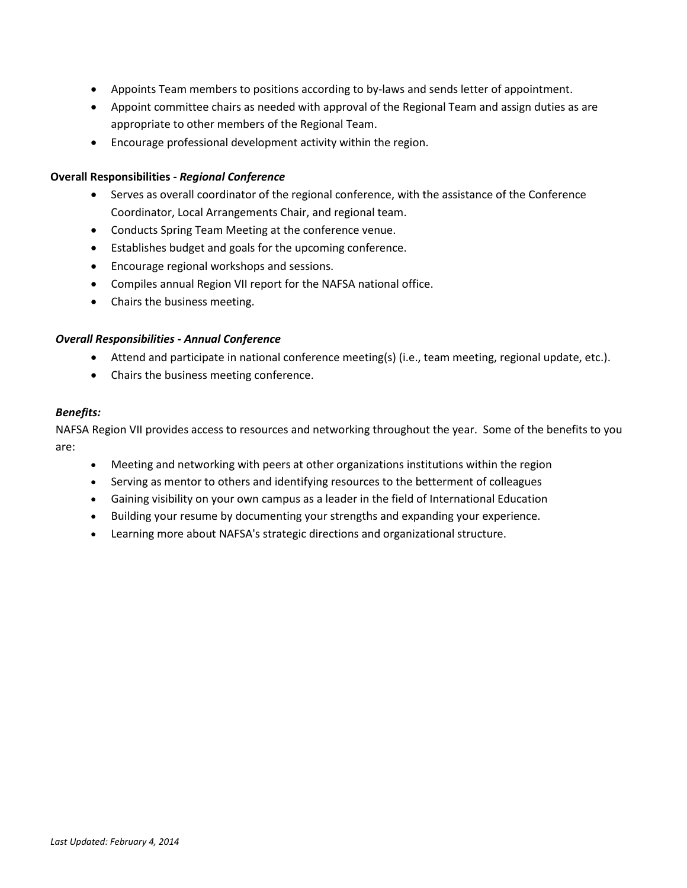- Appoints Team members to positions according to by-laws and sends letter of appointment.
- Appoint committee chairs as needed with approval of the Regional Team and assign duties as are appropriate to other members of the Regional Team.
- Encourage professional development activity within the region.

**Overall Responsibilities - *Regional Conference***

- Serves as overall coordinator of the regional conference, with the assistance of the Conference Coordinator, Local Arrangements Chair, and regional team.
- Conducts Spring Team Meeting at the conference venue.
- Establishes budget and goals for the upcoming conference.
- Encourage regional workshops and sessions.
- Compiles annual Region VII report for the NAFSA national office.
- Chairs the business meeting.

***Overall Responsibilities - Annual Conference***

- Attend and participate in national conference meeting(s) (i.e., team meeting, regional update, etc.).
- Chairs the business meeting conference.

***Benefits:***

NAFSA Region VII provides access to resources and networking throughout the year. Some of the benefits to you are:

- Meeting and networking with peers at other organizations institutions within the region
- Serving as mentor to others and identifying resources to the betterment of colleagues
- Gaining visibility on your own campus as a leader in the field of International Education
- Building your resume by documenting your strengths and expanding your experience.
- Learning more about NAFSA's strategic directions and organizational structure.

*Last Updated: February 4, 2014*